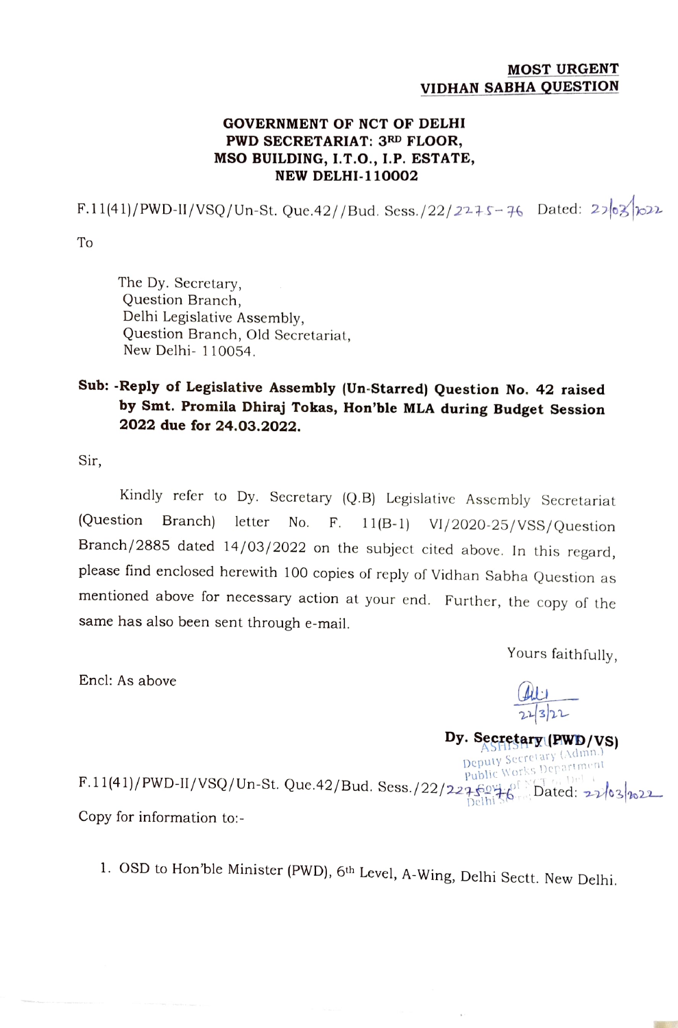**MOST URGENT**
**VIDHAN SABHA QUESTION**

**GOVERNMENT OF NCT OF DELHI**
**PWD SECRETARIAT: 3RD FLOOR,**
**MSO BUILDING, I.T.O., I.P. ESTATE,**
**NEW DELHI-110002**

F.11(41)/PWD-II/VSQ/Un-St. Que.42//Bud. Sess./22/2275-76 Dated: 22/03/2022

To

The Dy. Secretary,
Question Branch,
Delhi Legislative Assembly,
Question Branch, Old Secretariat,
New Delhi- 110054.

**Sub: -Reply of Legislative Assembly (Un-Starred) Question No. 42 raised by Smt. Promila Dhiraj Tokas, Hon'ble MLA during Budget Session 2022 due for 24.03.2022.**

Sir,

Kindly refer to Dy. Secretary (Q.B) Legislative Assembly Secretariat (Question Branch) letter No. F. 11(B-1) VI/2020-25/VSS/Question Branch/2885 dated 14/03/2022 on the subject cited above. In this regard, please find enclosed herewith 100 copies of reply of Vidhan Sabha Question as mentioned above for necessary action at your end. Further, the copy of the same has also been sent through e-mail.

Yours faithfully,

Encl: As above

22/3/22

**Dy. Secretary (PWD/VS)**

ASHISH
Deputy Secretary (Admn.)
Public Works Department
Govt. of NCT of Delhi
Delhi Sectt.

F.11(41)/PWD-II/VSQ/Un-St. Que.42/Bud. Sess./22/2275-76 Dated: 22/03/2022

Copy for information to:-

1. OSD to Hon'ble Minister (PWD), 6th Level, A-Wing, Delhi Sectt. New Delhi.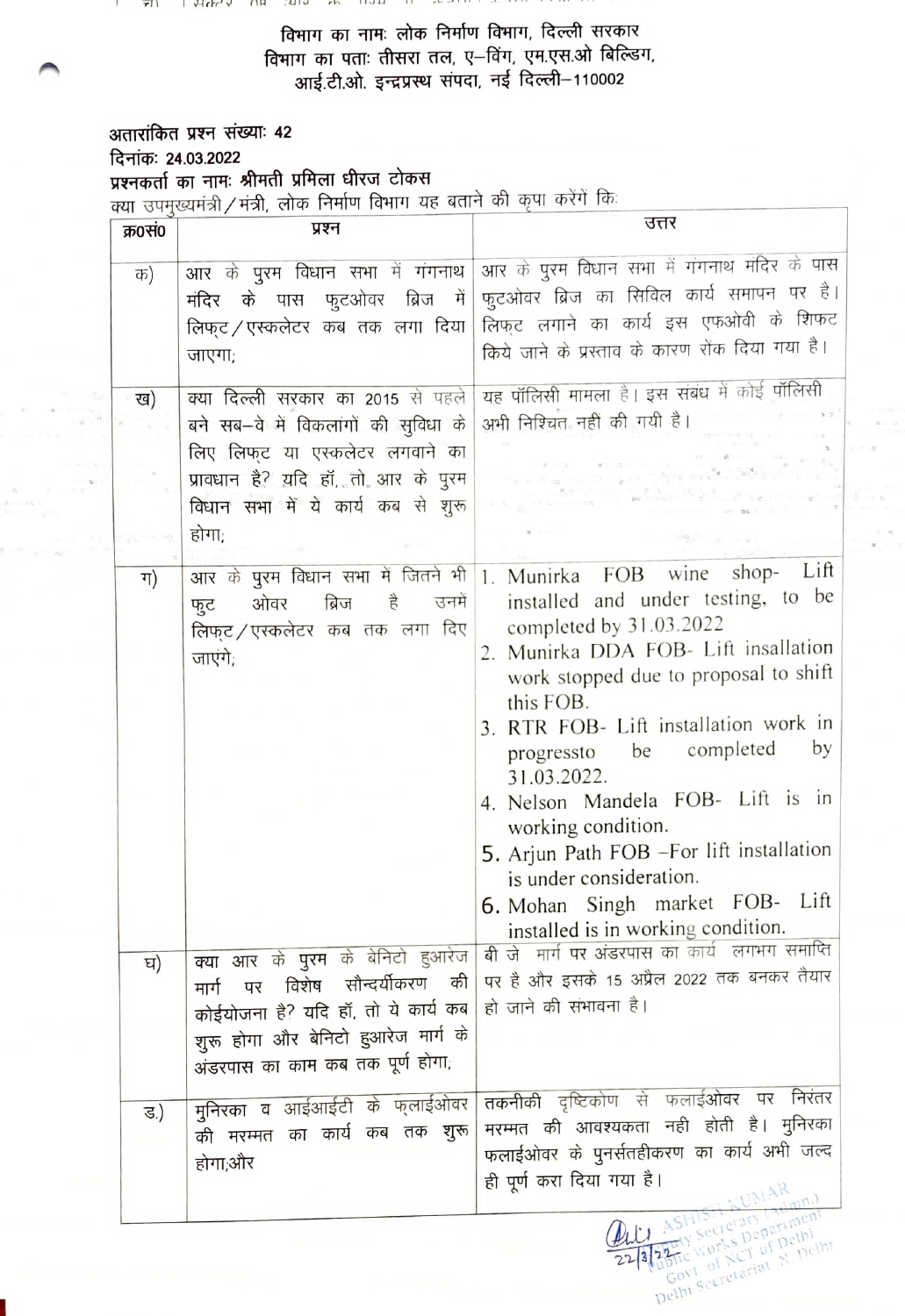विभाग का नामः लोक निर्माण विभाग, दिल्ली सरकार
विभाग का पताः तीसरा तल, ए–विंग, एम.एस.ओ बिल्डिंग,
आई.टी.ओ. इन्द्रप्रस्थ संपदा, नई दिल्ली–110002

**अतारांकित प्रश्न संख्याः 42**
**दिनांकः 24.03.2022**
**प्रश्नकर्ता का नामः श्रीमती प्रमिला धीरज टोकस**

क्या उपमुख्यमंत्री/मंत्री, लोक निर्माण विभाग यह बताने की कृपा करेंगे किः

| क्र0सं0 | प्रश्न | उत्तर |
|---|---|---|
| क) | आर के पुरम विधान सभा में गंगनाथ मंदिर के पास फुटओवर ब्रिज में लिफ्ट/एस्कलेटर कब तक लगा दिया जाएगा; | आर के पुरम विधान सभा में गंगनाथ मंदिर के पास फुटओवर ब्रिज का सिविल कार्य समापन पर है। लिफ्ट लगाने का कार्य इस एफओबी के शिफ्ट किये जाने के प्रस्ताव के कारण रोक दिया गया है। |
| ख) | क्या दिल्ली सरकार का 2015 से पहले बने सब–वे में विकलांगों की सुविधा के लिए लिफ्ट या एस्कलेटर लगवाने का प्रावधान है? यदि हॉ, तो आर के पुरम विधान सभा में ये कार्य कब से शुरू होगा; | यह पॉलिसी मामला है। इस संबंध में कोई पॉलिसी अभी निश्चित नही की गयी है। |
| ग) | आर के पुरम विधान सभा में जितने भी फुट ओवर ब्रिज है उनमें लिफ्ट/एस्कलेटर कब तक लगा दिए जाएंगे; | 1. Munirka FOB wine shop- Lift installed and under testing, to be completed by 31.03.2022<br>2. Munirka DDA FOB- Lift insallation work stopped due to proposal to shift this FOB.<br>3. RTR FOB- Lift installation work in progressto be completed by 31.03.2022.<br>4. Nelson Mandela FOB- Lift is in working condition.<br>5. Arjun Path FOB –For lift installation is under consideration.<br>6. Mohan Singh market FOB- Lift installed is in working condition. |
| घ) | क्या आर के पुरम के बेनिटो हुआरेज मार्ग पर विशेष सौन्दर्यीकरण की कोईयोजना है? यदि हॉ, तो ये कार्य कब शुरू होगा और बेनिटो हुआरेज मार्ग के अंडरपास का काम कब तक पूर्ण होगा, | बी जे मार्ग पर अंडरपास का कार्य लगभग समाप्ति पर है और इसके 15 अप्रैल 2022 तक बनकर तैयार हो जाने की संभावना है। |
| ङ.) | मुनिरका व आईआईटी के फ्लाईओवर की मरम्मत का कार्य कब तक शुरू होगा;और | तकनीकी दृष्टिकोण से फ्लाईओवर पर निरंतर मरम्मत की आवश्यकता नही होती है। मुनिरका फ्लाईओवर के पुनर्सतहीकरण का कार्य अभी जल्द ही पूर्ण करा दिया गया है। |

22/3/22
ASHISH KUMAR
Deputy Secretary (Admn.)
Public Works Department
Govt. of NCT of Delhi
Delhi Secretariat, N. Delhi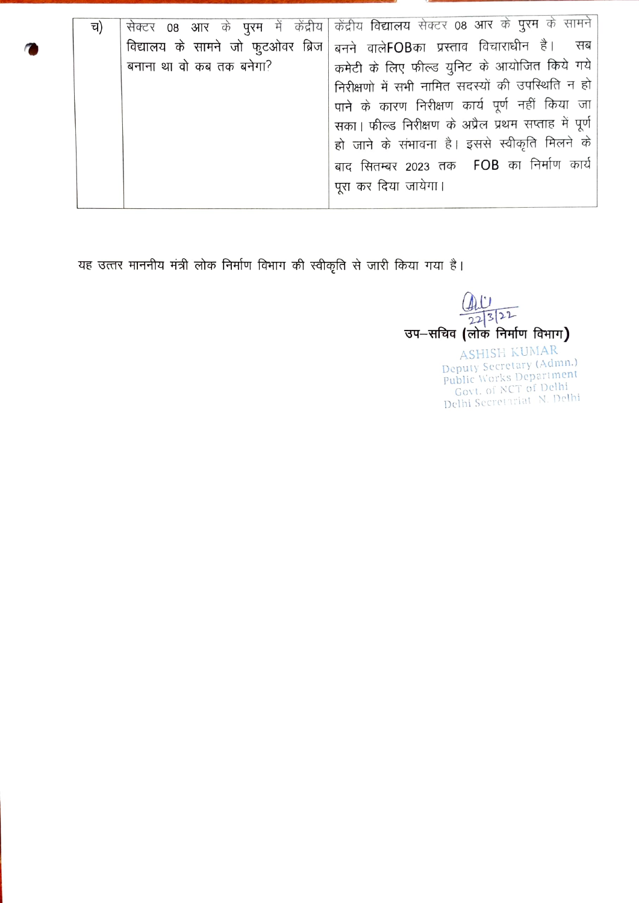| | | |
|---|---|---|
| च) | सेक्टर 08 आर के पुरम में केंद्रीय विद्यालय के सामने जो फुटओवर ब्रिज बनाना था वो कब तक बनेगा? | केंद्रीय विद्यालय सेक्टर 08 आर के पुरम के सामने बनने वालेFOBका प्रस्ताव विचाराधीन है। सब कमेटी के लिए फील्ड युनिट के आयोजित किये गये निरीक्षणो में सभी नामित सदस्यों की उपस्थिति न हो पाने के कारण निरीक्षण कार्य पूर्ण नहीं किया जा सका। फील्ड निरीक्षण के अप्रैल प्रथम सप्ताह में पूर्ण हो जाने के संभावना है। इससे स्वीकृति मिलने के बाद सितम्बर 2023 तक FOB का निर्माण कार्य पूरा कर दिया जायेगा। |

यह उत्तर माननीय मंत्री लोक निर्माण विभाग की स्वीकृति से जारी किया गया है।

22/3/22

उप–सचिव (लोक निर्माण विभाग)

ASHISH KUMAR
Deputy Secretary (Admn.)
Public Works Department
Govt. of NCT of Delhi
Delhi Secretariat N. Delhi